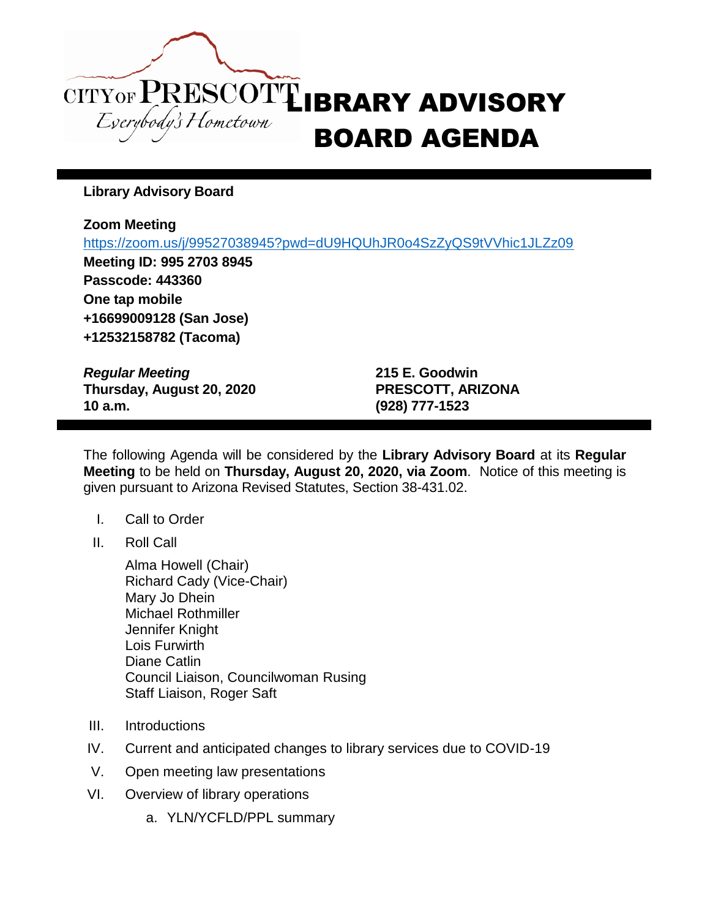CITY OF PRESCOTT
*Everybody's Hometown*

# LIBRARY ADVISORY BOARD AGENDA

**Library Advisory Board**

**Zoom Meeting**
https://zoom.us/j/99527038945?pwd=dU9HQUhJR0o4SzZyQS9tVVhic1JLZz09
**Meeting ID: 995 2703 8945**
**Passcode: 443360**
**One tap mobile**
**+16699009128 (San Jose)**
**+12532158782 (Tacoma)**

***Regular Meeting***
**Thursday, August 20, 2020**
**10 a.m.**

**215 E. Goodwin**
**PRESCOTT, ARIZONA**
**(928) 777-1523**

The following Agenda will be considered by the **Library Advisory Board** at its **Regular Meeting** to be held on **Thursday, August 20, 2020, via Zoom**. Notice of this meeting is given pursuant to Arizona Revised Statutes, Section 38-431.02.

I. Call to Order

II. Roll Call

Alma Howell (Chair)
Richard Cady (Vice-Chair)
Mary Jo Dhein
Michael Rothmiller
Jennifer Knight
Lois Furwirth
Diane Catlin
Council Liaison, Councilwoman Rusing
Staff Liaison, Roger Saft

III. Introductions

IV. Current and anticipated changes to library services due to COVID-19

V. Open meeting law presentations

VI. Overview of library operations

a. YLN/YCFLD/PPL summary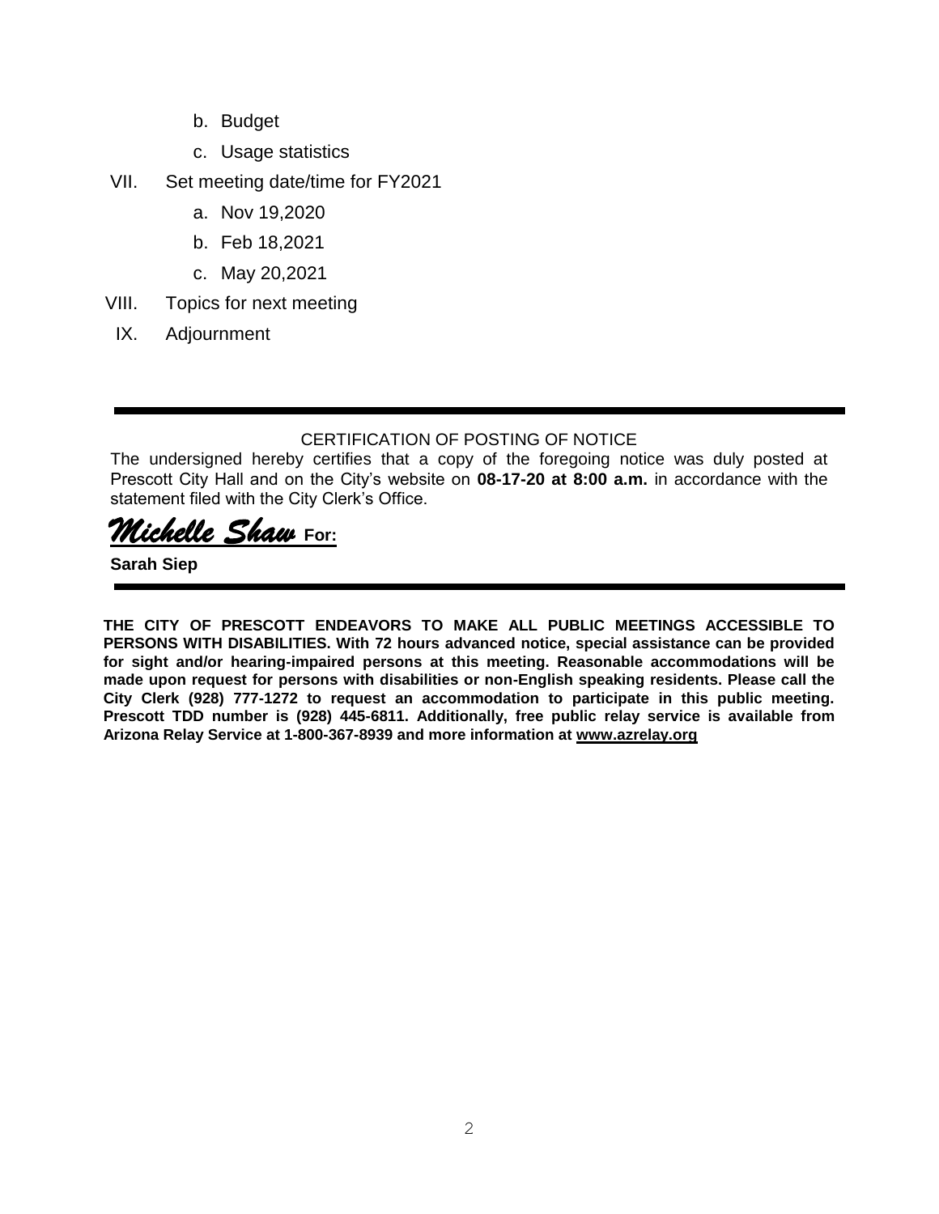b. Budget

c. Usage statistics

VII. Set meeting date/time for FY2021

a. Nov 19,2020

b. Feb 18,2021

c. May 20,2021

VIII. Topics for next meeting

IX. Adjournment

---

CERTIFICATION OF POSTING OF NOTICE

The undersigned hereby certifies that a copy of the foregoing notice was duly posted at Prescott City Hall and on the City's website on **08-17-20 at 8:00 a.m.** in accordance with the statement filed with the City Clerk's Office.

*Michelle Shaw* **For:**

**Sarah Siep**

---

**THE CITY OF PRESCOTT ENDEAVORS TO MAKE ALL PUBLIC MEETINGS ACCESSIBLE TO PERSONS WITH DISABILITIES. With 72 hours advanced notice, special assistance can be provided for sight and/or hearing-impaired persons at this meeting. Reasonable accommodations will be made upon request for persons with disabilities or non-English speaking residents. Please call the City Clerk (928) 777-1272 to request an accommodation to participate in this public meeting. Prescott TDD number is (928) 445-6811. Additionally, free public relay service is available from Arizona Relay Service at 1-800-367-8939 and more information at www.azrelay.org**